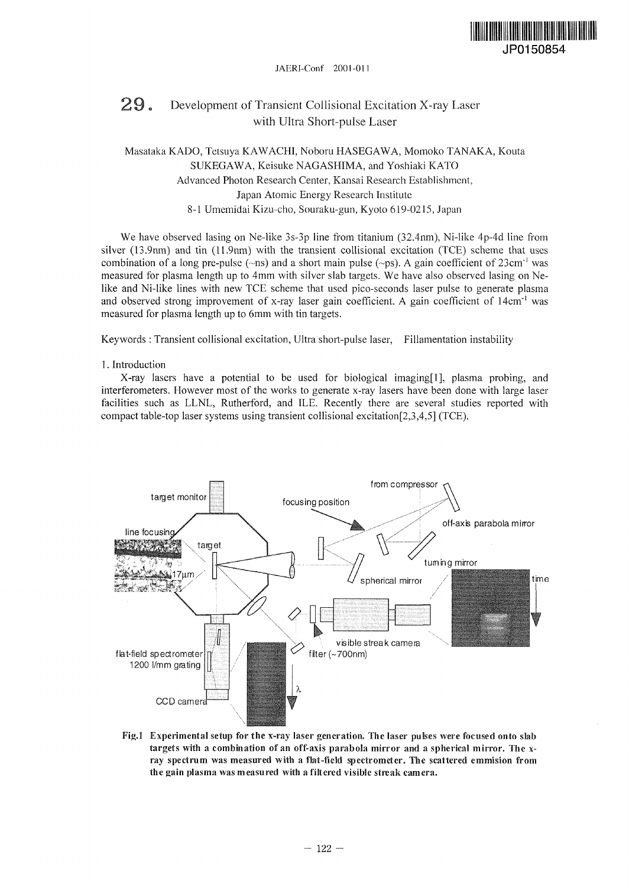# 29. Development of Transient Collisional Excitation X-ray Laser with Ultra Short-pulse Laser

Masataka KADO, Tetsuya KAWACHI, Noboru HASEGAWA, Momoko TANAKA, Kouta SUKEGAWA, Keisuke NAGASHIMA, and Yoshiaki KATO

Advanced Photon Research Center, Kansai Research Establishment, Japan Atomic Energy Research Institute

8-1 Umemidai Kizu-cho, Souraku-gun, Kyoto 619-0215, Japan

We have observed lasing on Ne-like 3s-3p line from titanium (32.4nm), Ni-like 4p-4d line from silver (13.9nm) and tin (11.9nm) with the transient collisional excitation (TCE) scheme that uses combination of a long pre-pulse (~ns) and a short main pulse (~ps). A gain coefficient of 23cm$^{-1}$ was measured for plasma length up to 4mm with silver slab targets. We have also observed lasing on Ne-like and Ni-like lines with new TCE scheme that used pico-seconds laser pulse to generate plasma and observed strong improvement of x-ray laser gain coefficient. A gain coefficient of 14cm$^{-1}$ was measured for plasma length up to 6mm with tin targets.

Keywords : Transient collisional excitation, Ultra short-pulse laser, Fillamentation instability

## 1. Introduction

X-ray lasers have a potential to be used for biological imaging[1], plasma probing, and interferometers. However most of the works to generate x-ray lasers have been done with large laser facilities such as LLNL, Rutherford, and ILE. Recently there are several studies reported with compact table-top laser systems using transient collisional excitation[2,3,4,5] (TCE).

**Fig.1 Experimental setup for the x-ray laser generation. The laser pulses were focused onto slab targets with a combination of an off-axis parabola mirror and a spherical mirror. The x-ray spectrum was measured with a flat-field spectrometer. The scattered emmision from the gain plasma was measured with a filtered visible streak camera.**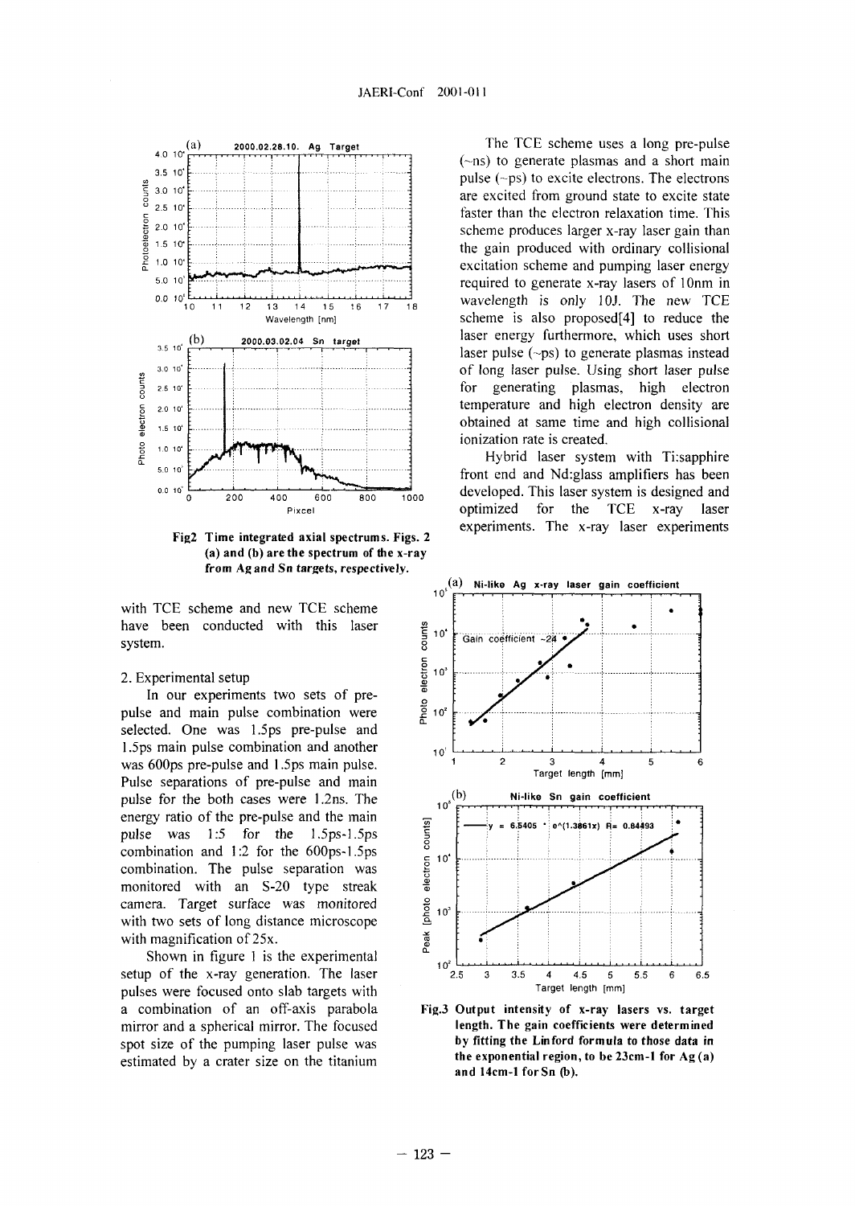Fig2 Time integrated axial spectrums. Figs. 2 (a) and (b) are the spectrum of the x-ray from Ag and Sn targets, respectively.

with TCE scheme and new TCE scheme have been conducted with this laser system.

## 2. Experimental setup

In our experiments two sets of pre-pulse and main pulse combination were selected. One was 1.5ps pre-pulse and 1.5ps main pulse combination and another was 600ps pre-pulse and 1.5ps main pulse. Pulse separations of pre-pulse and main pulse for the both cases were 1.2ns. The energy ratio of the pre-pulse and the main pulse was 1:5 for the 1.5ps-1.5ps combination and 1:2 for the 600ps-1.5ps combination. The pulse separation was monitored with an S-20 type streak camera. Target surface was monitored with two sets of long distance microscope with magnification of 25x.

Shown in figure 1 is the experimental setup of the x-ray generation. The laser pulses were focused onto slab targets with a combination of an off-axis parabola mirror and a spherical mirror. The focused spot size of the pumping laser pulse was estimated by a crater size on the titanium

The TCE scheme uses a long pre-pulse (~ns) to generate plasmas and a short main pulse (~ps) to excite electrons. The electrons are excited from ground state to excite state faster than the electron relaxation time. This scheme produces larger x-ray laser gain than the gain produced with ordinary collisional excitation scheme and pumping laser energy required to generate x-ray lasers of 10nm in wavelength is only 10J. The new TCE scheme is also proposed[4] to reduce the laser energy furthermore, which uses short laser pulse (~ps) to generate plasmas instead of long laser pulse. Using short laser pulse for generating plasmas, high electron temperature and high electron density are obtained at same time and high collisional ionization rate is created.

Hybrid laser system with Ti:sapphire front end and Nd:glass amplifiers has been developed. This laser system is designed and optimized for the TCE x-ray laser experiments. The x-ray laser experiments

Fig.3 Output intensity of x-ray lasers vs. target length. The gain coefficients were determined by fitting the Linford formula to those data in the exponential region, to be 23cm-1 for Ag (a) and 14cm-1 for Sn (b).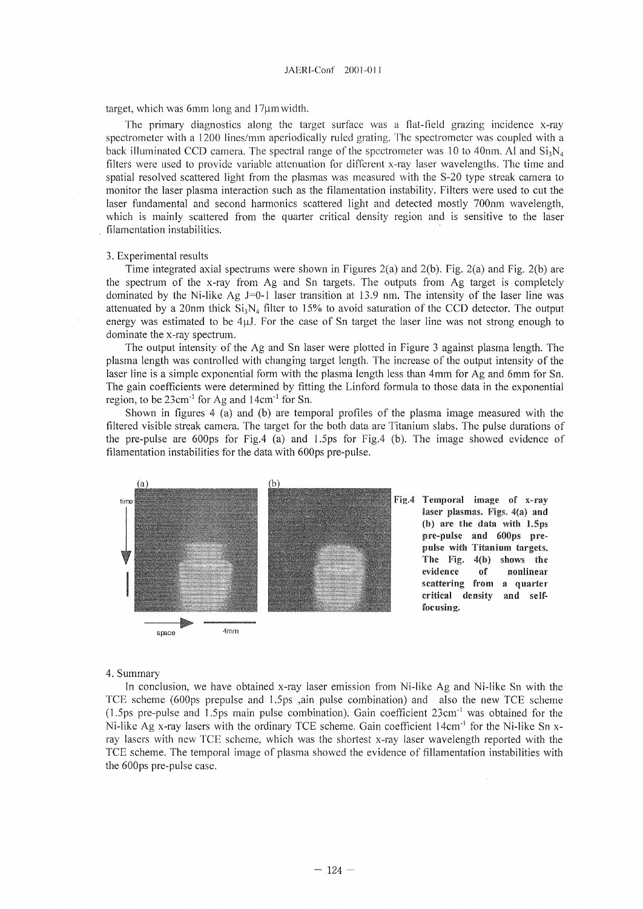target, which was 6mm long and 17μm width.

The primary diagnostics along the target surface was a flat-field grazing incidence x-ray spectrometer with a 1200 lines/mm aperiodically ruled grating. The spectrometer was coupled with a back illuminated CCD camera. The spectral range of the spectrometer was 10 to 40nm. Al and $Si_3N_4$ filters were used to provide variable attenuation for different x-ray laser wavelengths. The time and spatial resolved scattered light from the plasmas was measured with the S-20 type streak camera to monitor the laser plasma interaction such as the filamentation instability. Filters were used to cut the laser fundamental and second harmonics scattered light and detected mostly 700nm wavelength, which is mainly scattered from the quarter critical density region and is sensitive to the laser filamentation instabilities.

## 3. Experimental results

Time integrated axial spectrums were shown in Figures 2(a) and 2(b). Fig. 2(a) and Fig. 2(b) are the spectrum of the x-ray from Ag and Sn targets. The outputs from Ag target is completely dominated by the Ni-like Ag J=0-1 laser transition at 13.9 nm. The intensity of the laser line was attenuated by a 20nm thick $Si_3N_4$ filter to 15% to avoid saturation of the CCD detector. The output energy was estimated to be 4μJ. For the case of Sn target the laser line was not strong enough to dominate the x-ray spectrum.

The output intensity of the Ag and Sn laser were plotted in Figure 3 against plasma length. The plasma length was controlled with changing target length. The increase of the output intensity of the laser line is a simple exponential form with the plasma length less than 4mm for Ag and 6mm for Sn. The gain coefficients were determined by fitting the Linford formula to those data in the exponential region, to be $23cm^{-1}$ for Ag and $14cm^{-1}$ for Sn.

Shown in figures 4 (a) and (b) are temporal profiles of the plasma image measured with the filtered visible streak camera. The target for the both data are Titanium slabs. The pulse durations of the pre-pulse are 600ps for Fig.4 (a) and 1.5ps for Fig.4 (b). The image showed evidence of filamentation instabilities for the data with 600ps pre-pulse.

**Fig.4 Temporal image of x-ray laser plasmas. Figs. 4(a) and (b) are the data with 1.5ps pre-pulse and 600ps pre-pulse with Titanium targets. The Fig. 4(b) shows the evidence of nonlinear scattering from a quarter critical density and self-focusing.**

## 4. Summary

In conclusion, we have obtained x-ray laser emission from Ni-like Ag and Ni-like Sn with the TCE scheme (600ps prepulse and 1.5ps ,ain pulse combination) and also the new TCE scheme (1.5ps pre-pulse and 1.5ps main pulse combination). Gain coefficient $23cm^{-1}$ was obtained for the Ni-like Ag x-ray lasers with the ordinary TCE scheme. Gain coefficient $14cm^{-1}$ for the Ni-like Sn x-ray lasers with new TCE scheme, which was the shortest x-ray laser wavelength reported with the TCE scheme. The temporal image of plasma showed the evidence of fillamentation instabilities with the 600ps pre-pulse case.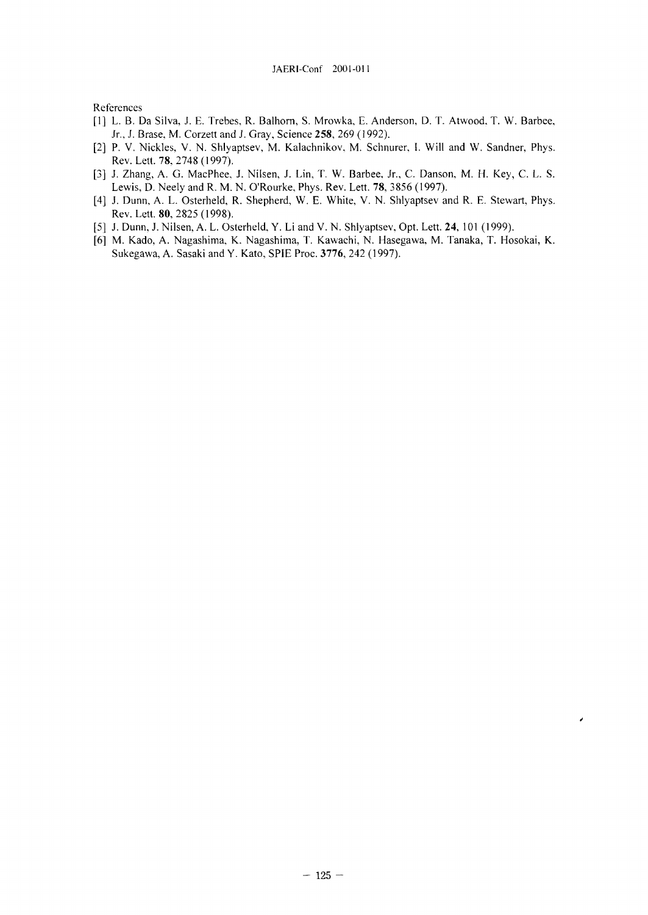References

[1] L. B. Da Silva, J. E. Trebes, R. Balhorn, S. Mrowka, E. Anderson, D. T. Attwood, T. W. Barbee, Jr., J. Brase, M. Corzett and J. Gray, Science **258**, 269 (1992).

[2] P. V. Nickles, V. N. Shlyaptsev, M. Kalachnikov, M. Schnurer, I. Will and W. Sandner, Phys. Rev. Lett. **78**, 2748 (1997).

[3] J. Zhang, A. G. MacPhee, J. Nilsen, J. Lin, T. W. Barbee, Jr., C. Danson, M. H. Key, C. L. S. Lewis, D. Neely and R. M. N. O'Rourke, Phys. Rev. Lett. **78**, 3856 (1997).

[4] J. Dunn, A. L. Osterheld, R. Shepherd, W. E. White, V. N. Shlyaptsev and R. E. Stewart, Phys. Rev. Lett. **80**, 2825 (1998).

[5] J. Dunn, J. Nilsen, A. L. Osterheld, Y. Li and V. N. Shlyaptsev, Opt. Lett. **24**, 101 (1999).

[6] M. Kado, A. Nagashima, K. Nagashima, T. Kawachi, N. Hasegawa, M. Tanaka, T. Hosokai, K. Sukegawa, A. Sasaki and Y. Kato, SPIE Proc. **3776**, 242 (1997).